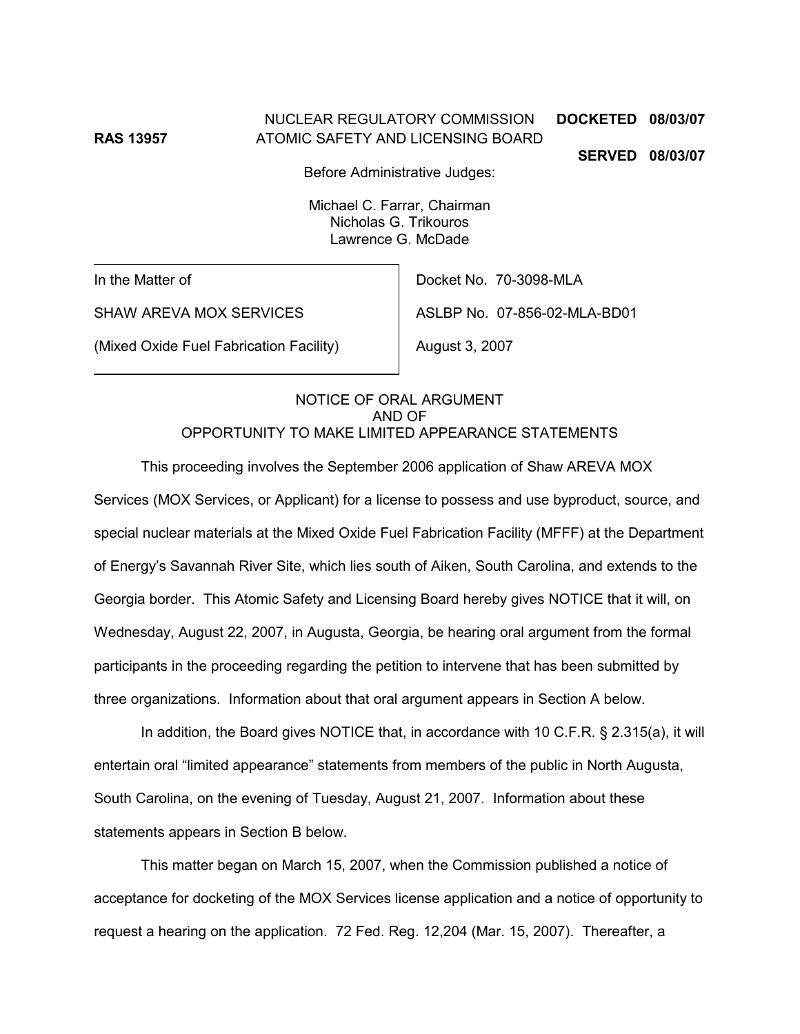RAS 13957

NUCLEAR REGULATORY COMMISSION
ATOMIC SAFETY AND LICENSING BOARD

**DOCKETED 08/03/07**

**SERVED 08/03/07**

Before Administrative Judges:

Michael C. Farrar, Chairman
Nicholas G. Trikouros
Lawrence G. McDade

| | |
|---|---|
| In the Matter of | Docket No. 70-3098-MLA |
| SHAW AREVA MOX SERVICES | ASLBP No. 07-856-02-MLA-BD01 |
| (Mixed Oxide Fuel Fabrication Facility) | August 3, 2007 |

NOTICE OF ORAL ARGUMENT
AND OF
OPPORTUNITY TO MAKE LIMITED APPEARANCE STATEMENTS

This proceeding involves the September 2006 application of Shaw AREVA MOX Services (MOX Services, or Applicant) for a license to possess and use byproduct, source, and special nuclear materials at the Mixed Oxide Fuel Fabrication Facility (MFFF) at the Department of Energy's Savannah River Site, which lies south of Aiken, South Carolina, and extends to the Georgia border. This Atomic Safety and Licensing Board hereby gives NOTICE that it will, on Wednesday, August 22, 2007, in Augusta, Georgia, be hearing oral argument from the formal participants in the proceeding regarding the petition to intervene that has been submitted by three organizations. Information about that oral argument appears in Section A below.

In addition, the Board gives NOTICE that, in accordance with 10 C.F.R. § 2.315(a), it will entertain oral "limited appearance" statements from members of the public in North Augusta, South Carolina, on the evening of Tuesday, August 21, 2007. Information about these statements appears in Section B below.

This matter began on March 15, 2007, when the Commission published a notice of acceptance for docketing of the MOX Services license application and a notice of opportunity to request a hearing on the application. 72 Fed. Reg. 12,204 (Mar. 15, 2007). Thereafter, a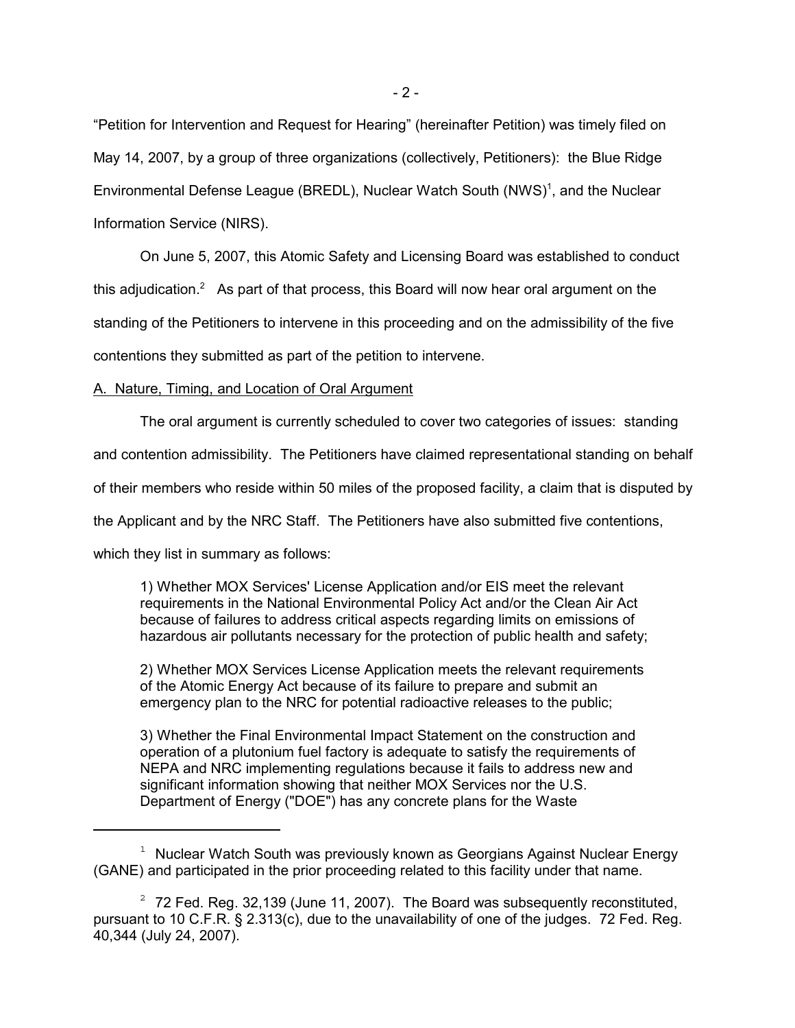"Petition for Intervention and Request for Hearing" (hereinafter Petition) was timely filed on May 14, 2007, by a group of three organizations (collectively, Petitioners): the Blue Ridge Environmental Defense League (BREDL), Nuclear Watch South (NWS)[1], and the Nuclear Information Service (NIRS).

On June 5, 2007, this Atomic Safety and Licensing Board was established to conduct this adjudication.[2] As part of that process, this Board will now hear oral argument on the standing of the Petitioners to intervene in this proceeding and on the admissibility of the five contentions they submitted as part of the petition to intervene.

A. Nature, Timing, and Location of Oral Argument

The oral argument is currently scheduled to cover two categories of issues: standing and contention admissibility. The Petitioners have claimed representational standing on behalf of their members who reside within 50 miles of the proposed facility, a claim that is disputed by the Applicant and by the NRC Staff. The Petitioners have also submitted five contentions, which they list in summary as follows:

> 1) Whether MOX Services' License Application and/or EIS meet the relevant requirements in the National Environmental Policy Act and/or the Clean Air Act because of failures to address critical aspects regarding limits on emissions of hazardous air pollutants necessary for the protection of public health and safety;
>
> 2) Whether MOX Services License Application meets the relevant requirements of the Atomic Energy Act because of its failure to prepare and submit an emergency plan to the NRC for potential radioactive releases to the public;
>
> 3) Whether the Final Environmental Impact Statement on the construction and operation of a plutonium fuel factory is adequate to satisfy the requirements of NEPA and NRC implementing regulations because it fails to address new and significant information showing that neither MOX Services nor the U.S. Department of Energy ("DOE") has any concrete plans for the Waste

---

[1] Nuclear Watch South was previously known as Georgians Against Nuclear Energy (GANE) and participated in the prior proceeding related to this facility under that name.

[2] 72 Fed. Reg. 32,139 (June 11, 2007). The Board was subsequently reconstituted, pursuant to 10 C.F.R. § 2.313(c), due to the unavailability of one of the judges. 72 Fed. Reg. 40,344 (July 24, 2007).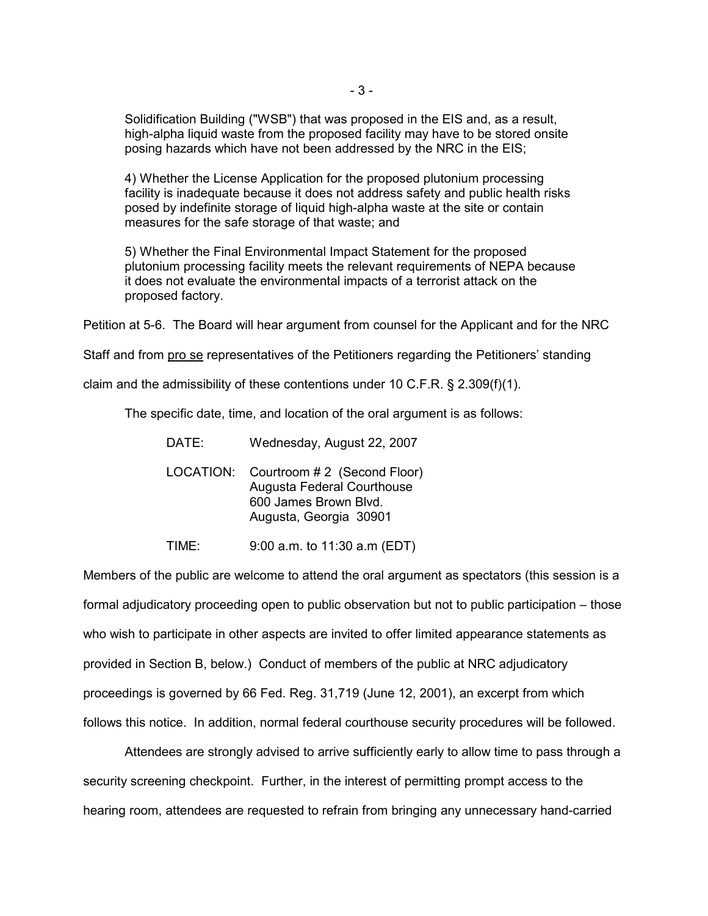Solidification Building ("WSB") that was proposed in the EIS and, as a result, high-alpha liquid waste from the proposed facility may have to be stored onsite posing hazards which have not been addressed by the NRC in the EIS;

4) Whether the License Application for the proposed plutonium processing facility is inadequate because it does not address safety and public health risks posed by indefinite storage of liquid high-alpha waste at the site or contain measures for the safe storage of that waste; and

5) Whether the Final Environmental Impact Statement for the proposed plutonium processing facility meets the relevant requirements of NEPA because it does not evaluate the environmental impacts of a terrorist attack on the proposed factory.

Petition at 5-6. The Board will hear argument from counsel for the Applicant and for the NRC Staff and from pro se representatives of the Petitioners regarding the Petitioners' standing claim and the admissibility of these contentions under 10 C.F.R. § 2.309(f)(1).

The specific date, time, and location of the oral argument is as follows:

DATE: Wednesday, August 22, 2007

LOCATION: Courtroom # 2 (Second Floor)
Augusta Federal Courthouse
600 James Brown Blvd.
Augusta, Georgia 30901

TIME: 9:00 a.m. to 11:30 a.m (EDT)

Members of the public are welcome to attend the oral argument as spectators (this session is a formal adjudicatory proceeding open to public observation but not to public participation – those who wish to participate in other aspects are invited to offer limited appearance statements as provided in Section B, below.) Conduct of members of the public at NRC adjudicatory proceedings is governed by 66 Fed. Reg. 31,719 (June 12, 2001), an excerpt from which follows this notice. In addition, normal federal courthouse security procedures will be followed.

Attendees are strongly advised to arrive sufficiently early to allow time to pass through a security screening checkpoint. Further, in the interest of permitting prompt access to the hearing room, attendees are requested to refrain from bringing any unnecessary hand-carried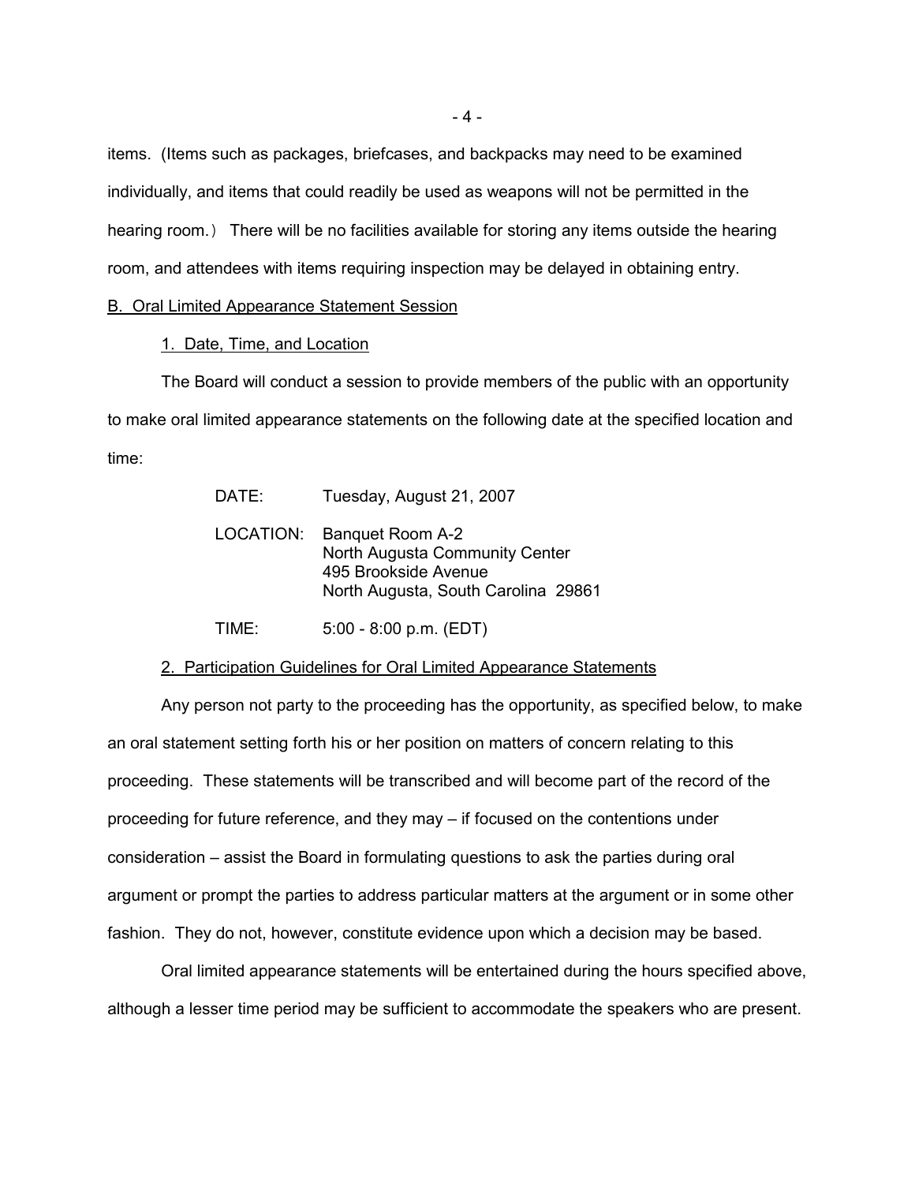items. (Items such as packages, briefcases, and backpacks may need to be examined individually, and items that could readily be used as weapons will not be permitted in the hearing room.) There will be no facilities available for storing any items outside the hearing room, and attendees with items requiring inspection may be delayed in obtaining entry.

B. Oral Limited Appearance Statement Session

1. Date, Time, and Location

The Board will conduct a session to provide members of the public with an opportunity to make oral limited appearance statements on the following date at the specified location and time:

DATE: Tuesday, August 21, 2007

LOCATION: Banquet Room A-2
North Augusta Community Center
495 Brookside Avenue
North Augusta, South Carolina 29861

TIME: 5:00 - 8:00 p.m. (EDT)

2. Participation Guidelines for Oral Limited Appearance Statements

Any person not party to the proceeding has the opportunity, as specified below, to make an oral statement setting forth his or her position on matters of concern relating to this proceeding. These statements will be transcribed and will become part of the record of the proceeding for future reference, and they may – if focused on the contentions under consideration – assist the Board in formulating questions to ask the parties during oral argument or prompt the parties to address particular matters at the argument or in some other fashion. They do not, however, constitute evidence upon which a decision may be based.

Oral limited appearance statements will be entertained during the hours specified above, although a lesser time period may be sufficient to accommodate the speakers who are present.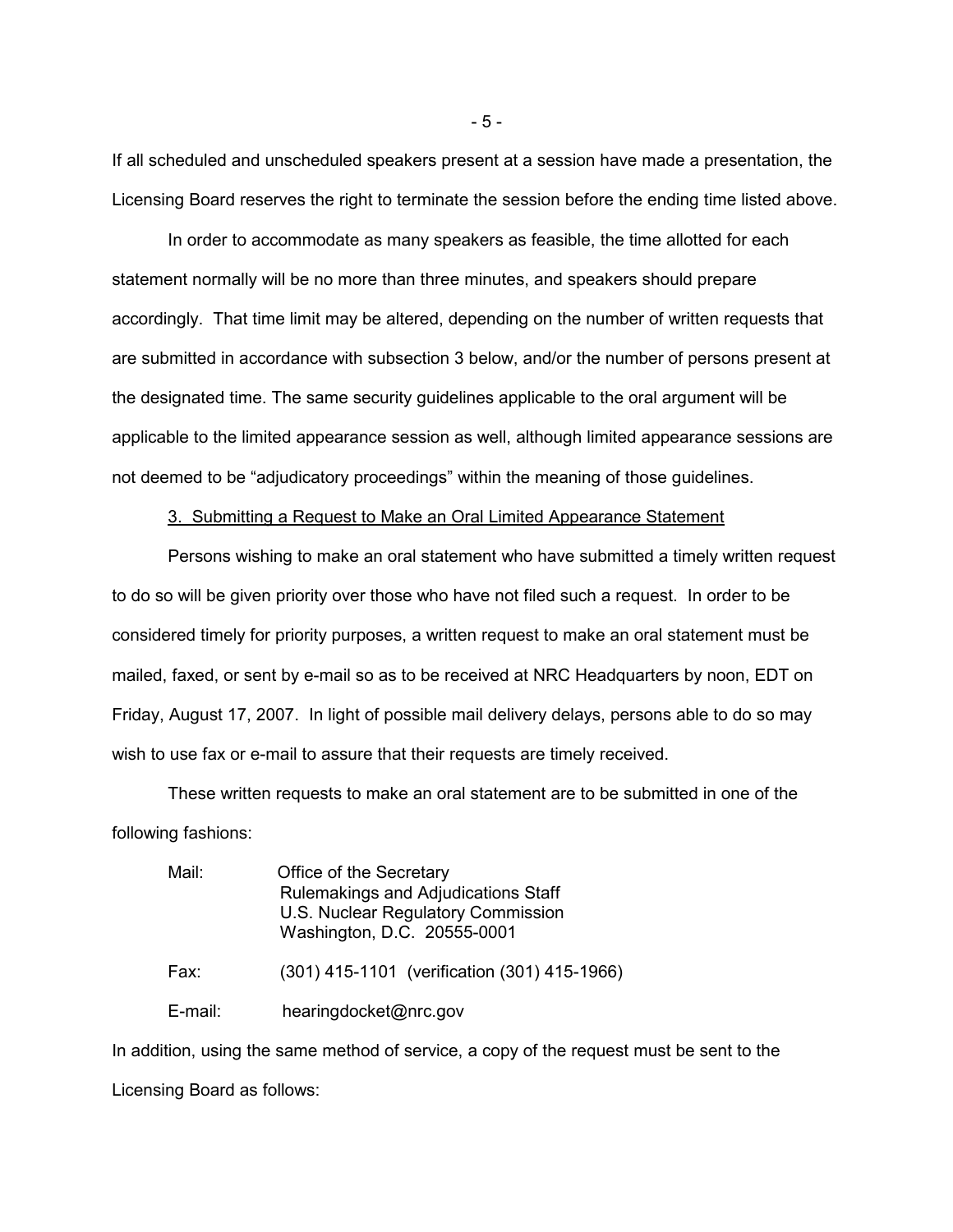If all scheduled and unscheduled speakers present at a session have made a presentation, the Licensing Board reserves the right to terminate the session before the ending time listed above.

In order to accommodate as many speakers as feasible, the time allotted for each statement normally will be no more than three minutes, and speakers should prepare accordingly. That time limit may be altered, depending on the number of written requests that are submitted in accordance with subsection 3 below, and/or the number of persons present at the designated time. The same security guidelines applicable to the oral argument will be applicable to the limited appearance session as well, although limited appearance sessions are not deemed to be "adjudicatory proceedings" within the meaning of those guidelines.

3. Submitting a Request to Make an Oral Limited Appearance Statement

Persons wishing to make an oral statement who have submitted a timely written request to do so will be given priority over those who have not filed such a request. In order to be considered timely for priority purposes, a written request to make an oral statement must be mailed, faxed, or sent by e-mail so as to be received at NRC Headquarters by noon, EDT on Friday, August 17, 2007. In light of possible mail delivery delays, persons able to do so may wish to use fax or e-mail to assure that their requests are timely received.

These written requests to make an oral statement are to be submitted in one of the following fashions:

Mail: Office of the Secretary
Rulemakings and Adjudications Staff
U.S. Nuclear Regulatory Commission
Washington, D.C. 20555-0001

Fax: (301) 415-1101 (verification (301) 415-1966)

E-mail: hearingdocket@nrc.gov

In addition, using the same method of service, a copy of the request must be sent to the Licensing Board as follows: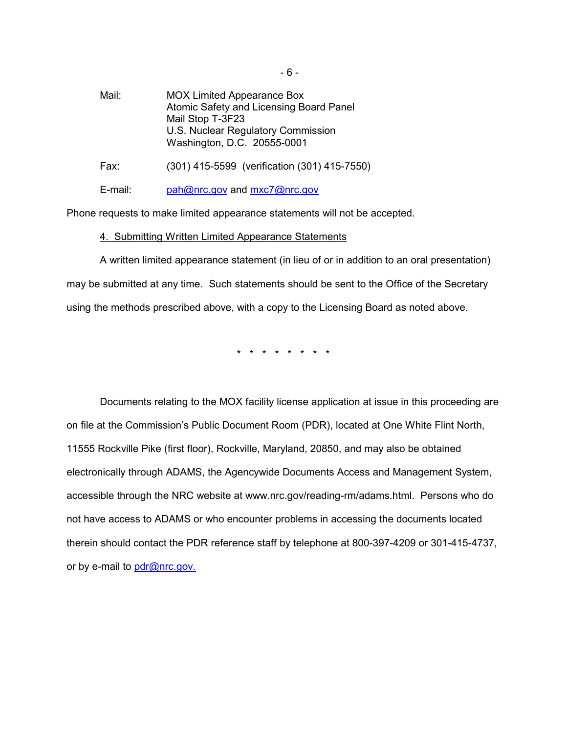Mail: MOX Limited Appearance Box
Atomic Safety and Licensing Board Panel
Mail Stop T-3F23
U.S. Nuclear Regulatory Commission
Washington, D.C. 20555-0001

Fax: (301) 415-5599 (verification (301) 415-7550)

E-mail: pah@nrc.gov and mxc7@nrc.gov

Phone requests to make limited appearance statements will not be accepted.

4. Submitting Written Limited Appearance Statements

A written limited appearance statement (in lieu of or in addition to an oral presentation) may be submitted at any time. Such statements should be sent to the Office of the Secretary using the methods prescribed above, with a copy to the Licensing Board as noted above.

\* \* \* \* \* \* \* \*

Documents relating to the MOX facility license application at issue in this proceeding are on file at the Commission's Public Document Room (PDR), located at One White Flint North, 11555 Rockville Pike (first floor), Rockville, Maryland, 20850, and may also be obtained electronically through ADAMS, the Agencywide Documents Access and Management System, accessible through the NRC website at www.nrc.gov/reading-rm/adams.html. Persons who do not have access to ADAMS or who encounter problems in accessing the documents located therein should contact the PDR reference staff by telephone at 800-397-4209 or 301-415-4737, or by e-mail to pdr@nrc.gov.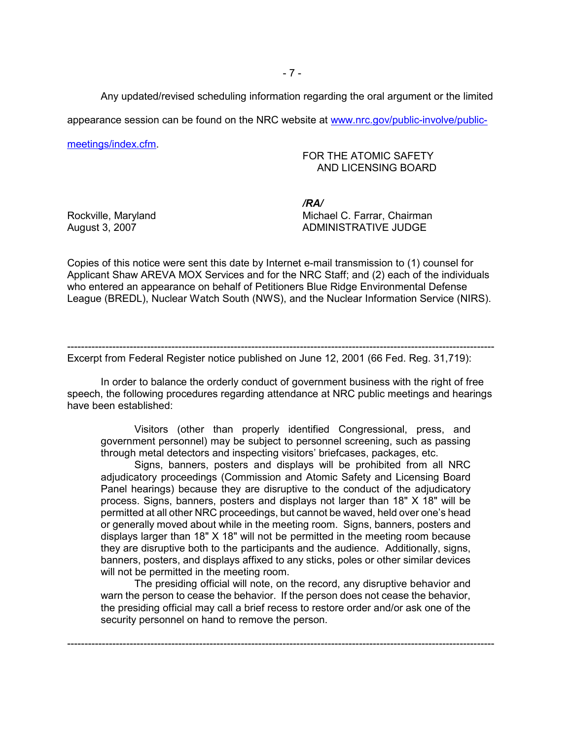Any updated/revised scheduling information regarding the oral argument or the limited appearance session can be found on the NRC website at [www.nrc.gov/public-involve/public-meetings/index.cfm](http://www.nrc.gov/public-involve/public-meetings/index.cfm).

FOR THE ATOMIC SAFETY
AND LICENSING BOARD

*/RA/*

Michael C. Farrar, Chairman
ADMINISTRATIVE JUDGE

Rockville, Maryland
August 3, 2007

Copies of this notice were sent this date by Internet e-mail transmission to (1) counsel for Applicant Shaw AREVA MOX Services and for the NRC Staff; and (2) each of the individuals who entered an appearance on behalf of Petitioners Blue Ridge Environmental Defense League (BREDL), Nuclear Watch South (NWS), and the Nuclear Information Service (NIRS).

---

Excerpt from Federal Register notice published on June 12, 2001 (66 Fed. Reg. 31,719):

In order to balance the orderly conduct of government business with the right of free speech, the following procedures regarding attendance at NRC public meetings and hearings have been established:

> Visitors (other than properly identified Congressional, press, and government personnel) may be subject to personnel screening, such as passing through metal detectors and inspecting visitors' briefcases, packages, etc.
>
> Signs, banners, posters and displays will be prohibited from all NRC adjudicatory proceedings (Commission and Atomic Safety and Licensing Board Panel hearings) because they are disruptive to the conduct of the adjudicatory process. Signs, banners, posters and displays not larger than 18" X 18" will be permitted at all other NRC proceedings, but cannot be waved, held over one's head or generally moved about while in the meeting room. Signs, banners, posters and displays larger than 18" X 18" will not be permitted in the meeting room because they are disruptive both to the participants and the audience. Additionally, signs, banners, posters, and displays affixed to any sticks, poles or other similar devices will not be permitted in the meeting room.
>
> The presiding official will note, on the record, any disruptive behavior and warn the person to cease the behavior. If the person does not cease the behavior, the presiding official may call a brief recess to restore order and/or ask one of the security personnel on hand to remove the person.

---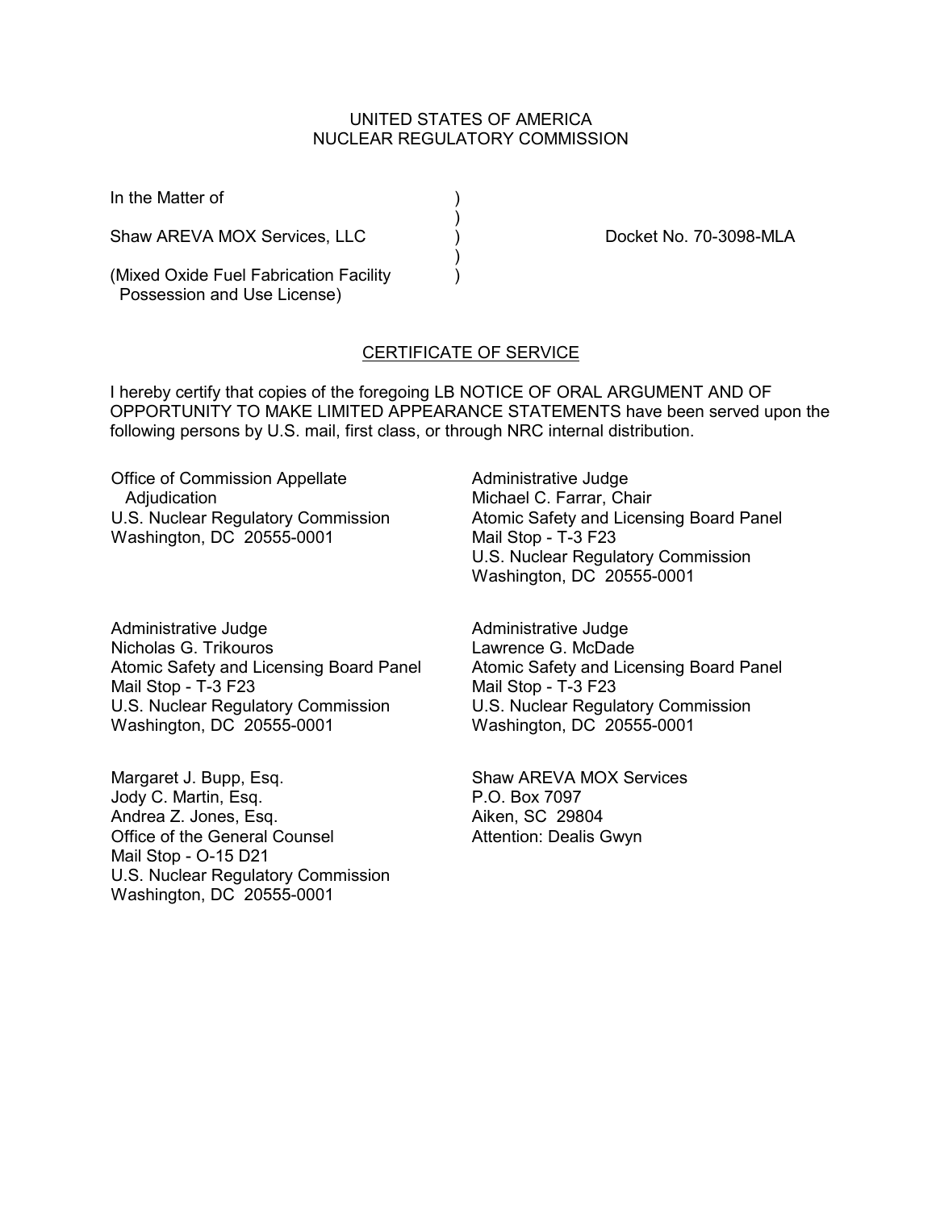UNITED STATES OF AMERICA
NUCLEAR REGULATORY COMMISSION

In the Matter of )
)
Shaw AREVA MOX Services, LLC ) Docket No. 70-3098-MLA
)
(Mixed Oxide Fuel Fabrication Facility )
Possession and Use License)

## CERTIFICATE OF SERVICE

I hereby certify that copies of the foregoing LB NOTICE OF ORAL ARGUMENT AND OF OPPORTUNITY TO MAKE LIMITED APPEARANCE STATEMENTS have been served upon the following persons by U.S. mail, first class, or through NRC internal distribution.

Office of Commission Appellate Adjudication
U.S. Nuclear Regulatory Commission
Washington, DC 20555-0001

Administrative Judge
Michael C. Farrar, Chair
Atomic Safety and Licensing Board Panel
Mail Stop - T-3 F23
U.S. Nuclear Regulatory Commission
Washington, DC 20555-0001

Administrative Judge
Nicholas G. Trikouros
Atomic Safety and Licensing Board Panel
Mail Stop - T-3 F23
U.S. Nuclear Regulatory Commission
Washington, DC 20555-0001

Administrative Judge
Lawrence G. McDade
Atomic Safety and Licensing Board Panel
Mail Stop - T-3 F23
U.S. Nuclear Regulatory Commission
Washington, DC 20555-0001

Margaret J. Bupp, Esq.
Jody C. Martin, Esq.
Andrea Z. Jones, Esq.
Office of the General Counsel
Mail Stop - O-15 D21
U.S. Nuclear Regulatory Commission
Washington, DC 20555-0001

Shaw AREVA MOX Services
P.O. Box 7097
Aiken, SC 29804
Attention: Dealis Gwyn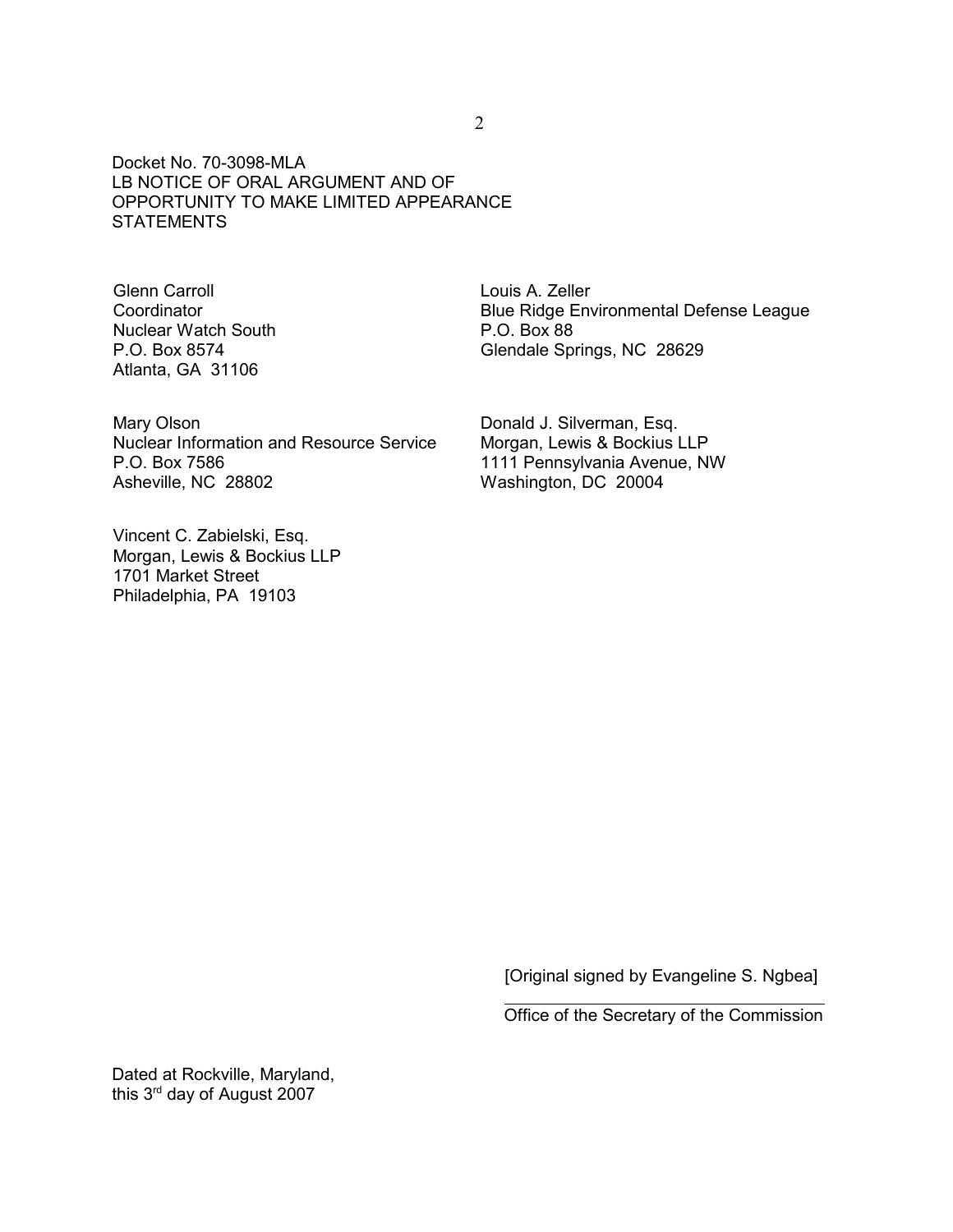Docket No. 70-3098-MLA
LB NOTICE OF ORAL ARGUMENT AND OF OPPORTUNITY TO MAKE LIMITED APPEARANCE STATEMENTS

Glenn Carroll
Coordinator
Nuclear Watch South
P.O. Box 8574
Atlanta, GA 31106

Louis A. Zeller
Blue Ridge Environmental Defense League
P.O. Box 88
Glendale Springs, NC 28629

Mary Olson
Nuclear Information and Resource Service
P.O. Box 7586
Asheville, NC 28802

Donald J. Silverman, Esq.
Morgan, Lewis & Bockius LLP
1111 Pennsylvania Avenue, NW
Washington, DC 20004

Vincent C. Zabielski, Esq.
Morgan, Lewis & Bockius LLP
1701 Market Street
Philadelphia, PA 19103

[Original signed by Evangeline S. Ngbea]

Office of the Secretary of the Commission

Dated at Rockville, Maryland,
this 3rd day of August 2007